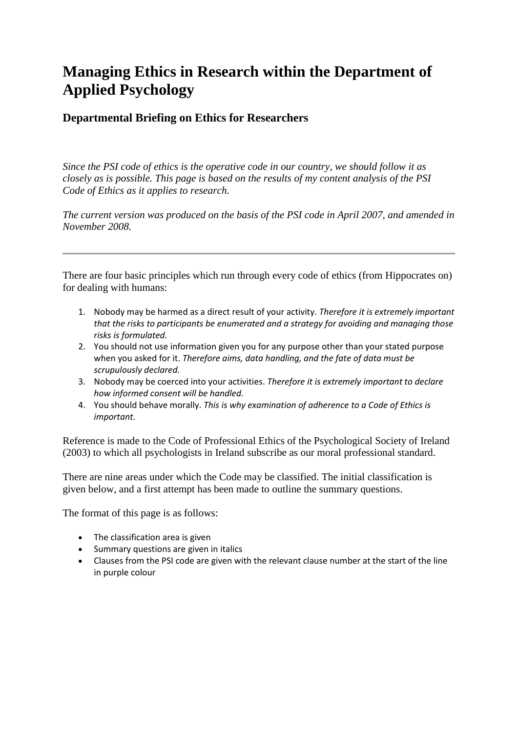# Managing Ethics in Research within the Department of Applied Psychology

## Departmental Briefing on Ethics for Researchers

*Since the PSI code of ethics is the operative code in our country, we should follow it as closely as is possible. This page is based on the results of my content analysis of the PSI Code of Ethics as it applies to research.*

*The current version was produced on the basis of the PSI code in April 2007, and amended in November 2008.*

---

There are four basic principles which run through every code of ethics (from Hippocrates on) for dealing with humans:

1. Nobody may be harmed as a direct result of your activity. *Therefore it is extremely important that the risks to participants be enumerated and a strategy for avoiding and managing those risks is formulated.*
2. You should not use information given you for any purpose other than your stated purpose when you asked for it. *Therefore aims, data handling, and the fate of data must be scrupulously declared.*
3. Nobody may be coerced into your activities. *Therefore it is extremely important to declare how informed consent will be handled.*
4. You should behave morally. *This is why examination of adherence to a Code of Ethics is important.*

Reference is made to the Code of Professional Ethics of the Psychological Society of Ireland (2003) to which all psychologists in Ireland subscribe as our moral professional standard.

There are nine areas under which the Code may be classified. The initial classification is given below, and a first attempt has been made to outline the summary questions.

The format of this page is as follows:

- The classification area is given
- Summary questions are given in italics
- Clauses from the PSI code are given with the relevant clause number at the start of the line in purple colour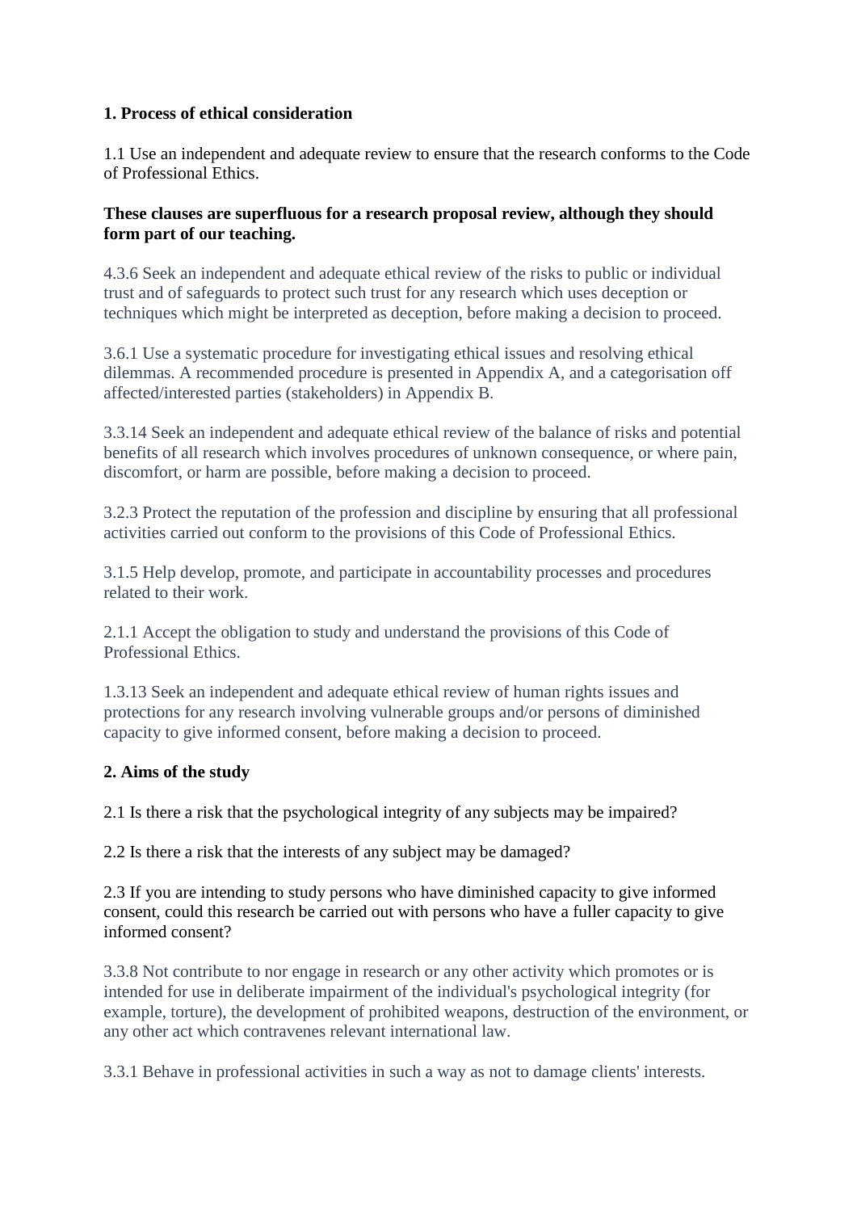**1. Process of ethical consideration**

1.1 Use an independent and adequate review to ensure that the research conforms to the Code of Professional Ethics.

**These clauses are superfluous for a research proposal review, although they should form part of our teaching.**

4.3.6 Seek an independent and adequate ethical review of the risks to public or individual trust and of safeguards to protect such trust for any research which uses deception or techniques which might be interpreted as deception, before making a decision to proceed.

3.6.1 Use a systematic procedure for investigating ethical issues and resolving ethical dilemmas. A recommended procedure is presented in Appendix A, and a categorisation off affected/interested parties (stakeholders) in Appendix B.

3.3.14 Seek an independent and adequate ethical review of the balance of risks and potential benefits of all research which involves procedures of unknown consequence, or where pain, discomfort, or harm are possible, before making a decision to proceed.

3.2.3 Protect the reputation of the profession and discipline by ensuring that all professional activities carried out conform to the provisions of this Code of Professional Ethics.

3.1.5 Help develop, promote, and participate in accountability processes and procedures related to their work.

2.1.1 Accept the obligation to study and understand the provisions of this Code of Professional Ethics.

1.3.13 Seek an independent and adequate ethical review of human rights issues and protections for any research involving vulnerable groups and/or persons of diminished capacity to give informed consent, before making a decision to proceed.

**2. Aims of the study**

2.1 Is there a risk that the psychological integrity of any subjects may be impaired?

2.2 Is there a risk that the interests of any subject may be damaged?

2.3 If you are intending to study persons who have diminished capacity to give informed consent, could this research be carried out with persons who have a fuller capacity to give informed consent?

3.3.8 Not contribute to nor engage in research or any other activity which promotes or is intended for use in deliberate impairment of the individual's psychological integrity (for example, torture), the development of prohibited weapons, destruction of the environment, or any other act which contravenes relevant international law.

3.3.1 Behave in professional activities in such a way as not to damage clients' interests.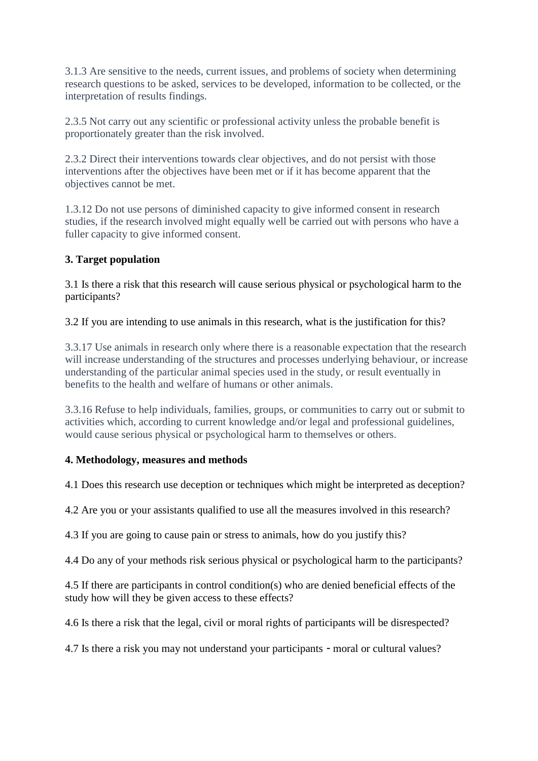3.1.3 Are sensitive to the needs, current issues, and problems of society when determining research questions to be asked, services to be developed, information to be collected, or the interpretation of results findings.

2.3.5 Not carry out any scientific or professional activity unless the probable benefit is proportionately greater than the risk involved.

2.3.2 Direct their interventions towards clear objectives, and do not persist with those interventions after the objectives have been met or if it has become apparent that the objectives cannot be met.

1.3.12 Do not use persons of diminished capacity to give informed consent in research studies, if the research involved might equally well be carried out with persons who have a fuller capacity to give informed consent.

**3. Target population**

3.1 Is there a risk that this research will cause serious physical or psychological harm to the participants?

3.2 If you are intending to use animals in this research, what is the justification for this?

3.3.17 Use animals in research only where there is a reasonable expectation that the research will increase understanding of the structures and processes underlying behaviour, or increase understanding of the particular animal species used in the study, or result eventually in benefits to the health and welfare of humans or other animals.

3.3.16 Refuse to help individuals, families, groups, or communities to carry out or submit to activities which, according to current knowledge and/or legal and professional guidelines, would cause serious physical or psychological harm to themselves or others.

**4. Methodology, measures and methods**

4.1 Does this research use deception or techniques which might be interpreted as deception?

4.2 Are you or your assistants qualified to use all the measures involved in this research?

4.3 If you are going to cause pain or stress to animals, how do you justify this?

4.4 Do any of your methods risk serious physical or psychological harm to the participants?

4.5 If there are participants in control condition(s) who are denied beneficial effects of the study how will they be given access to these effects?

4.6 Is there a risk that the legal, civil or moral rights of participants will be disrespected?

4.7 Is there a risk you may not understand your participants - moral or cultural values?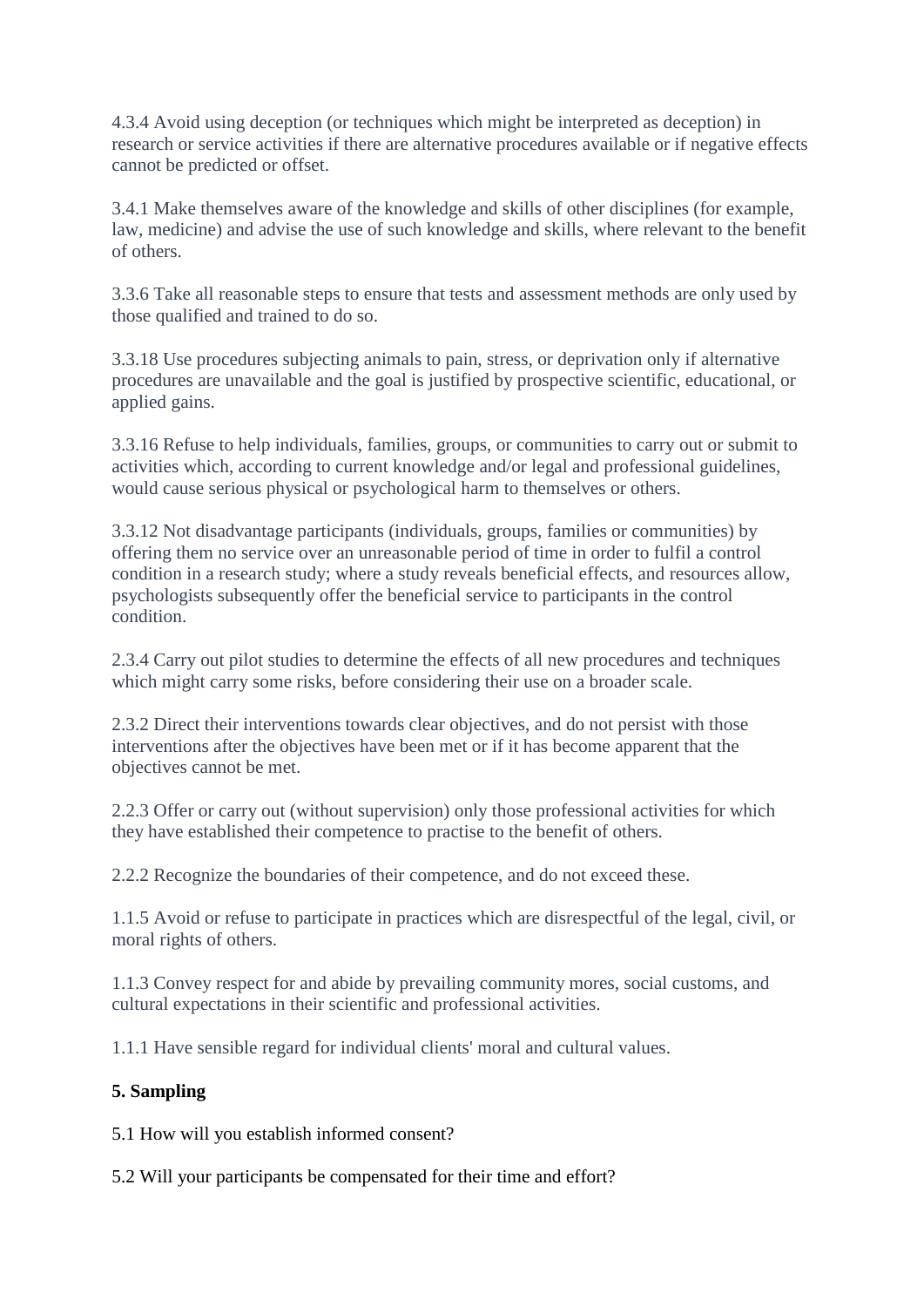4.3.4 Avoid using deception (or techniques which might be interpreted as deception) in research or service activities if there are alternative procedures available or if negative effects cannot be predicted or offset.

3.4.1 Make themselves aware of the knowledge and skills of other disciplines (for example, law, medicine) and advise the use of such knowledge and skills, where relevant to the benefit of others.

3.3.6 Take all reasonable steps to ensure that tests and assessment methods are only used by those qualified and trained to do so.

3.3.18 Use procedures subjecting animals to pain, stress, or deprivation only if alternative procedures are unavailable and the goal is justified by prospective scientific, educational, or applied gains.

3.3.16 Refuse to help individuals, families, groups, or communities to carry out or submit to activities which, according to current knowledge and/or legal and professional guidelines, would cause serious physical or psychological harm to themselves or others.

3.3.12 Not disadvantage participants (individuals, groups, families or communities) by offering them no service over an unreasonable period of time in order to fulfil a control condition in a research study; where a study reveals beneficial effects, and resources allow, psychologists subsequently offer the beneficial service to participants in the control condition.

2.3.4 Carry out pilot studies to determine the effects of all new procedures and techniques which might carry some risks, before considering their use on a broader scale.

2.3.2 Direct their interventions towards clear objectives, and do not persist with those interventions after the objectives have been met or if it has become apparent that the objectives cannot be met.

2.2.3 Offer or carry out (without supervision) only those professional activities for which they have established their competence to practise to the benefit of others.

2.2.2 Recognize the boundaries of their competence, and do not exceed these.

1.1.5 Avoid or refuse to participate in practices which are disrespectful of the legal, civil, or moral rights of others.

1.1.3 Convey respect for and abide by prevailing community mores, social customs, and cultural expectations in their scientific and professional activities.

1.1.1 Have sensible regard for individual clients' moral and cultural values.

**5. Sampling**

5.1 How will you establish informed consent?

5.2 Will your participants be compensated for their time and effort?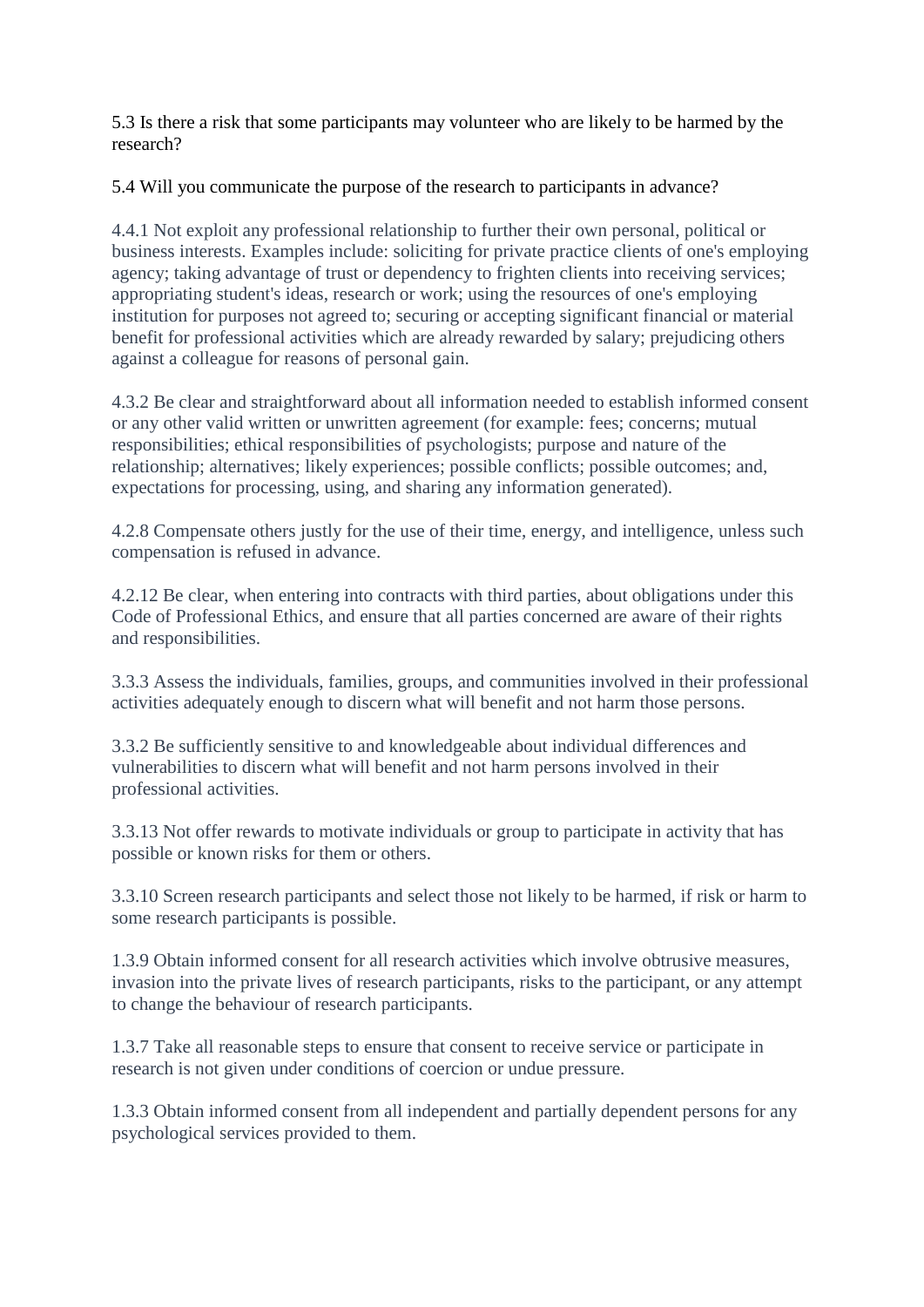5.3 Is there a risk that some participants may volunteer who are likely to be harmed by the research?

5.4 Will you communicate the purpose of the research to participants in advance?

4.4.1 Not exploit any professional relationship to further their own personal, political or business interests. Examples include: soliciting for private practice clients of one's employing agency; taking advantage of trust or dependency to frighten clients into receiving services; appropriating student's ideas, research or work; using the resources of one's employing institution for purposes not agreed to; securing or accepting significant financial or material benefit for professional activities which are already rewarded by salary; prejudicing others against a colleague for reasons of personal gain.

4.3.2 Be clear and straightforward about all information needed to establish informed consent or any other valid written or unwritten agreement (for example: fees; concerns; mutual responsibilities; ethical responsibilities of psychologists; purpose and nature of the relationship; alternatives; likely experiences; possible conflicts; possible outcomes; and, expectations for processing, using, and sharing any information generated).

4.2.8 Compensate others justly for the use of their time, energy, and intelligence, unless such compensation is refused in advance.

4.2.12 Be clear, when entering into contracts with third parties, about obligations under this Code of Professional Ethics, and ensure that all parties concerned are aware of their rights and responsibilities.

3.3.3 Assess the individuals, families, groups, and communities involved in their professional activities adequately enough to discern what will benefit and not harm those persons.

3.3.2 Be sufficiently sensitive to and knowledgeable about individual differences and vulnerabilities to discern what will benefit and not harm persons involved in their professional activities.

3.3.13 Not offer rewards to motivate individuals or group to participate in activity that has possible or known risks for them or others.

3.3.10 Screen research participants and select those not likely to be harmed, if risk or harm to some research participants is possible.

1.3.9 Obtain informed consent for all research activities which involve obtrusive measures, invasion into the private lives of research participants, risks to the participant, or any attempt to change the behaviour of research participants.

1.3.7 Take all reasonable steps to ensure that consent to receive service or participate in research is not given under conditions of coercion or undue pressure.

1.3.3 Obtain informed consent from all independent and partially dependent persons for any psychological services provided to them.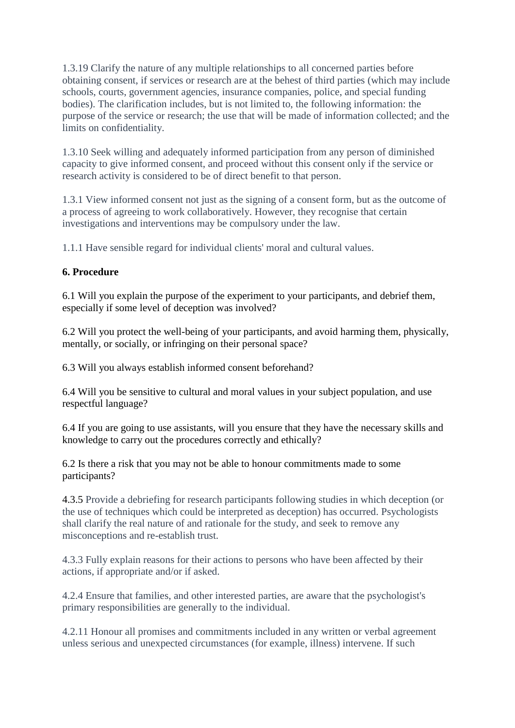1.3.19 Clarify the nature of any multiple relationships to all concerned parties before obtaining consent, if services or research are at the behest of third parties (which may include schools, courts, government agencies, insurance companies, police, and special funding bodies). The clarification includes, but is not limited to, the following information: the purpose of the service or research; the use that will be made of information collected; and the limits on confidentiality.

1.3.10 Seek willing and adequately informed participation from any person of diminished capacity to give informed consent, and proceed without this consent only if the service or research activity is considered to be of direct benefit to that person.

1.3.1 View informed consent not just as the signing of a consent form, but as the outcome of a process of agreeing to work collaboratively. However, they recognise that certain investigations and interventions may be compulsory under the law.

1.1.1 Have sensible regard for individual clients' moral and cultural values.

**6. Procedure**

6.1 Will you explain the purpose of the experiment to your participants, and debrief them, especially if some level of deception was involved?

6.2 Will you protect the well-being of your participants, and avoid harming them, physically, mentally, or socially, or infringing on their personal space?

6.3 Will you always establish informed consent beforehand?

6.4 Will you be sensitive to cultural and moral values in your subject population, and use respectful language?

6.4 If you are going to use assistants, will you ensure that they have the necessary skills and knowledge to carry out the procedures correctly and ethically?

6.2 Is there a risk that you may not be able to honour commitments made to some participants?

4.3.5 Provide a debriefing for research participants following studies in which deception (or the use of techniques which could be interpreted as deception) has occurred. Psychologists shall clarify the real nature of and rationale for the study, and seek to remove any misconceptions and re-establish trust.

4.3.3 Fully explain reasons for their actions to persons who have been affected by their actions, if appropriate and/or if asked.

4.2.4 Ensure that families, and other interested parties, are aware that the psychologist's primary responsibilities are generally to the individual.

4.2.11 Honour all promises and commitments included in any written or verbal agreement unless serious and unexpected circumstances (for example, illness) intervene. If such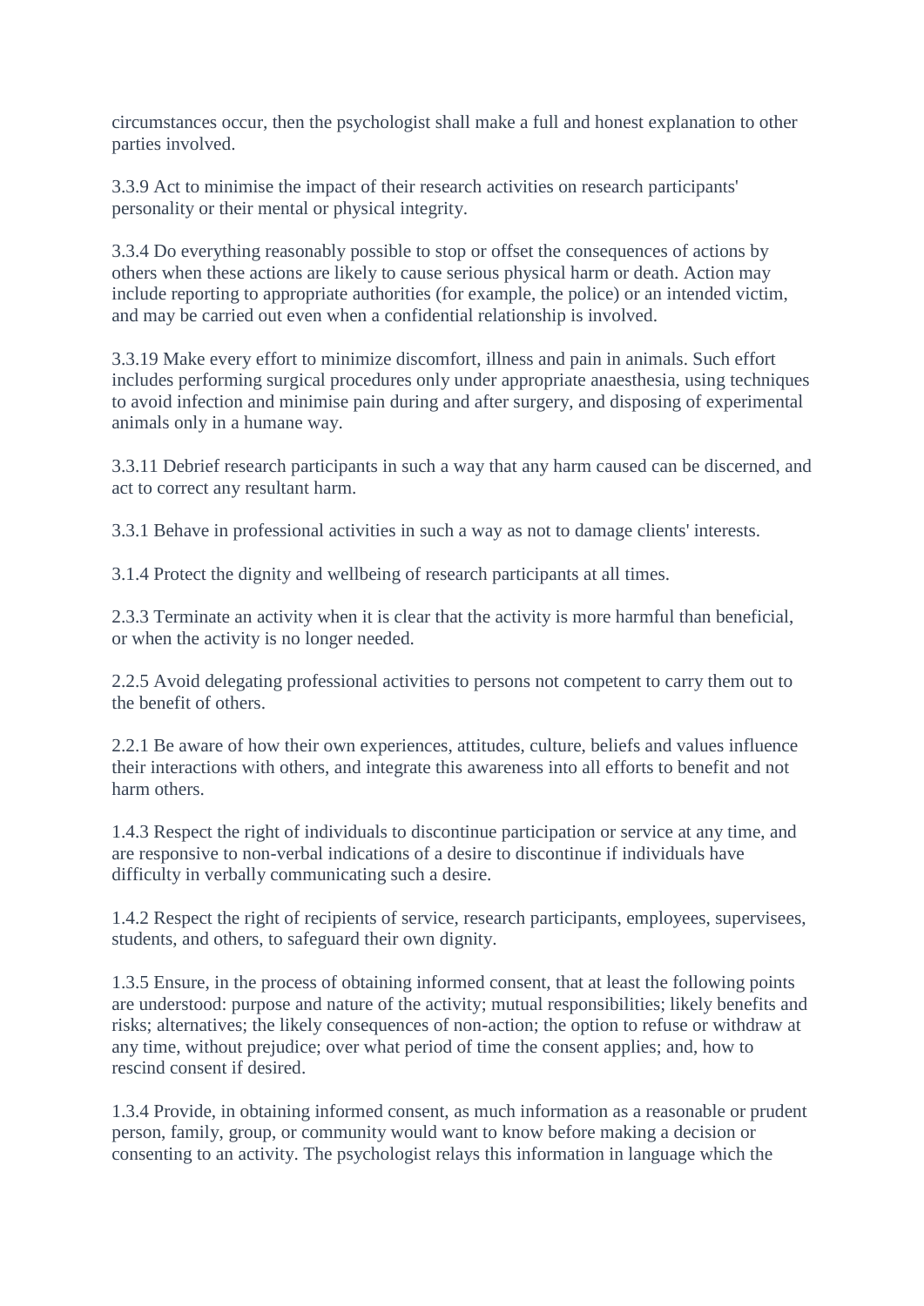circumstances occur, then the psychologist shall make a full and honest explanation to other parties involved.

3.3.9 Act to minimise the impact of their research activities on research participants' personality or their mental or physical integrity.

3.3.4 Do everything reasonably possible to stop or offset the consequences of actions by others when these actions are likely to cause serious physical harm or death. Action may include reporting to appropriate authorities (for example, the police) or an intended victim, and may be carried out even when a confidential relationship is involved.

3.3.19 Make every effort to minimize discomfort, illness and pain in animals. Such effort includes performing surgical procedures only under appropriate anaesthesia, using techniques to avoid infection and minimise pain during and after surgery, and disposing of experimental animals only in a humane way.

3.3.11 Debrief research participants in such a way that any harm caused can be discerned, and act to correct any resultant harm.

3.3.1 Behave in professional activities in such a way as not to damage clients' interests.

3.1.4 Protect the dignity and wellbeing of research participants at all times.

2.3.3 Terminate an activity when it is clear that the activity is more harmful than beneficial, or when the activity is no longer needed.

2.2.5 Avoid delegating professional activities to persons not competent to carry them out to the benefit of others.

2.2.1 Be aware of how their own experiences, attitudes, culture, beliefs and values influence their interactions with others, and integrate this awareness into all efforts to benefit and not harm others.

1.4.3 Respect the right of individuals to discontinue participation or service at any time, and are responsive to non-verbal indications of a desire to discontinue if individuals have difficulty in verbally communicating such a desire.

1.4.2 Respect the right of recipients of service, research participants, employees, supervisees, students, and others, to safeguard their own dignity.

1.3.5 Ensure, in the process of obtaining informed consent, that at least the following points are understood: purpose and nature of the activity; mutual responsibilities; likely benefits and risks; alternatives; the likely consequences of non-action; the option to refuse or withdraw at any time, without prejudice; over what period of time the consent applies; and, how to rescind consent if desired.

1.3.4 Provide, in obtaining informed consent, as much information as a reasonable or prudent person, family, group, or community would want to know before making a decision or consenting to an activity. The psychologist relays this information in language which the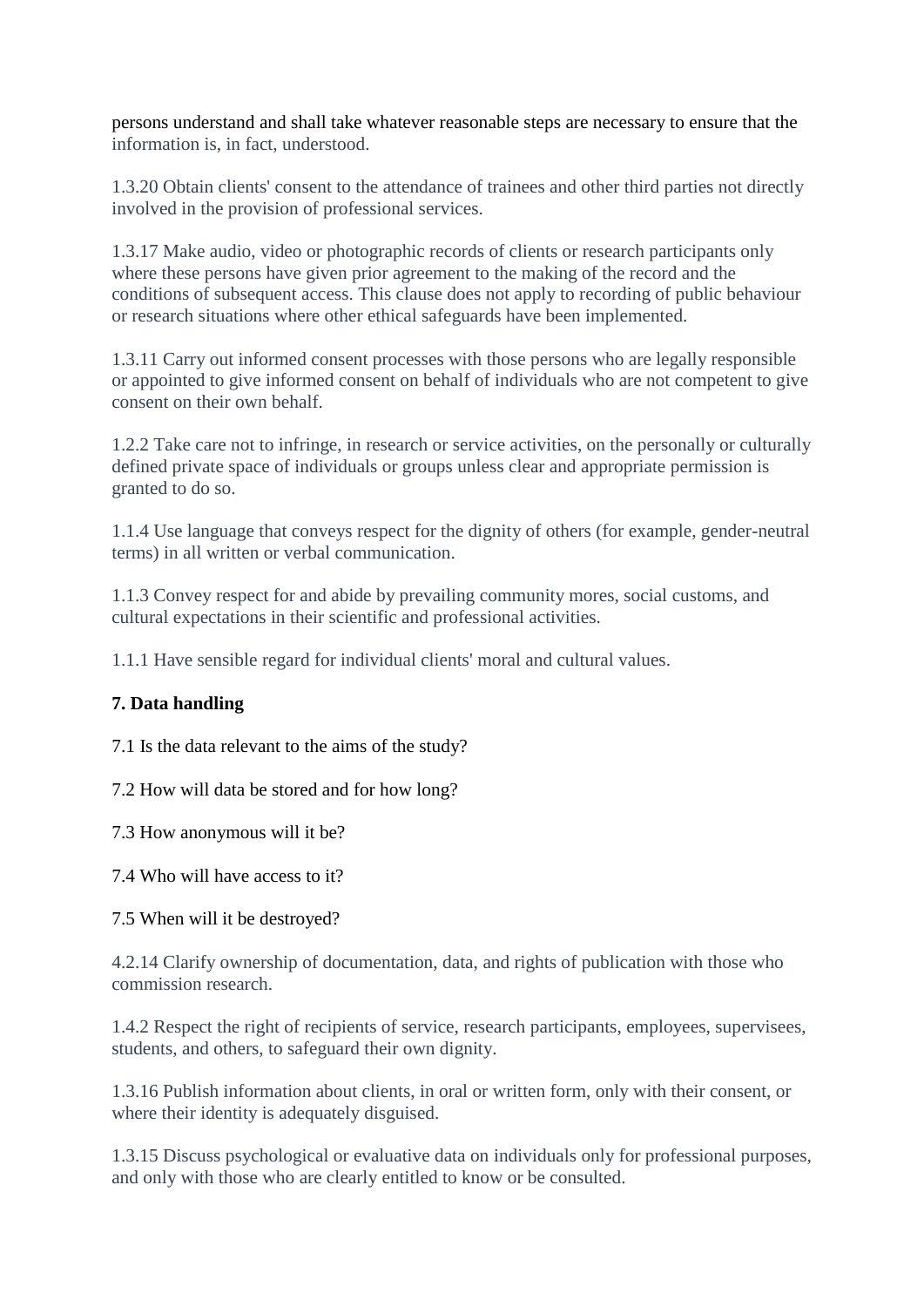persons understand and shall take whatever reasonable steps are necessary to ensure that the information is, in fact, understood.

1.3.20 Obtain clients' consent to the attendance of trainees and other third parties not directly involved in the provision of professional services.

1.3.17 Make audio, video or photographic records of clients or research participants only where these persons have given prior agreement to the making of the record and the conditions of subsequent access. This clause does not apply to recording of public behaviour or research situations where other ethical safeguards have been implemented.

1.3.11 Carry out informed consent processes with those persons who are legally responsible or appointed to give informed consent on behalf of individuals who are not competent to give consent on their own behalf.

1.2.2 Take care not to infringe, in research or service activities, on the personally or culturally defined private space of individuals or groups unless clear and appropriate permission is granted to do so.

1.1.4 Use language that conveys respect for the dignity of others (for example, gender-neutral terms) in all written or verbal communication.

1.1.3 Convey respect for and abide by prevailing community mores, social customs, and cultural expectations in their scientific and professional activities.

1.1.1 Have sensible regard for individual clients' moral and cultural values.

**7. Data handling**

7.1 Is the data relevant to the aims of the study?

7.2 How will data be stored and for how long?

7.3 How anonymous will it be?

7.4 Who will have access to it?

7.5 When will it be destroyed?

4.2.14 Clarify ownership of documentation, data, and rights of publication with those who commission research.

1.4.2 Respect the right of recipients of service, research participants, employees, supervisees, students, and others, to safeguard their own dignity.

1.3.16 Publish information about clients, in oral or written form, only with their consent, or where their identity is adequately disguised.

1.3.15 Discuss psychological or evaluative data on individuals only for professional purposes, and only with those who are clearly entitled to know or be consulted.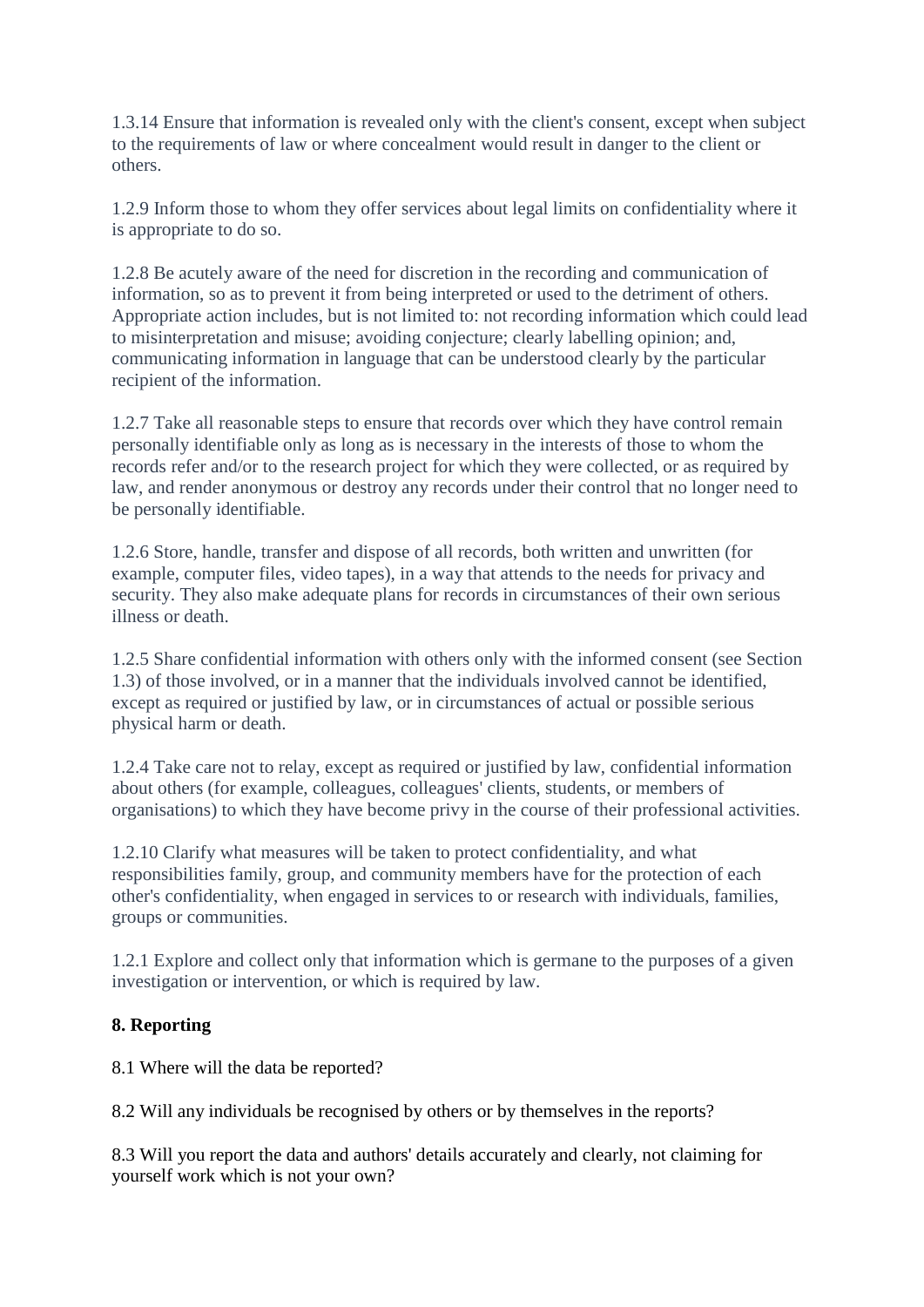1.3.14 Ensure that information is revealed only with the client's consent, except when subject to the requirements of law or where concealment would result in danger to the client or others.

1.2.9 Inform those to whom they offer services about legal limits on confidentiality where it is appropriate to do so.

1.2.8 Be acutely aware of the need for discretion in the recording and communication of information, so as to prevent it from being interpreted or used to the detriment of others. Appropriate action includes, but is not limited to: not recording information which could lead to misinterpretation and misuse; avoiding conjecture; clearly labelling opinion; and, communicating information in language that can be understood clearly by the particular recipient of the information.

1.2.7 Take all reasonable steps to ensure that records over which they have control remain personally identifiable only as long as is necessary in the interests of those to whom the records refer and/or to the research project for which they were collected, or as required by law, and render anonymous or destroy any records under their control that no longer need to be personally identifiable.

1.2.6 Store, handle, transfer and dispose of all records, both written and unwritten (for example, computer files, video tapes), in a way that attends to the needs for privacy and security. They also make adequate plans for records in circumstances of their own serious illness or death.

1.2.5 Share confidential information with others only with the informed consent (see Section 1.3) of those involved, or in a manner that the individuals involved cannot be identified, except as required or justified by law, or in circumstances of actual or possible serious physical harm or death.

1.2.4 Take care not to relay, except as required or justified by law, confidential information about others (for example, colleagues, colleagues' clients, students, or members of organisations) to which they have become privy in the course of their professional activities.

1.2.10 Clarify what measures will be taken to protect confidentiality, and what responsibilities family, group, and community members have for the protection of each other's confidentiality, when engaged in services to or research with individuals, families, groups or communities.

1.2.1 Explore and collect only that information which is germane to the purposes of a given investigation or intervention, or which is required by law.

**8. Reporting**

8.1 Where will the data be reported?

8.2 Will any individuals be recognised by others or by themselves in the reports?

8.3 Will you report the data and authors' details accurately and clearly, not claiming for yourself work which is not your own?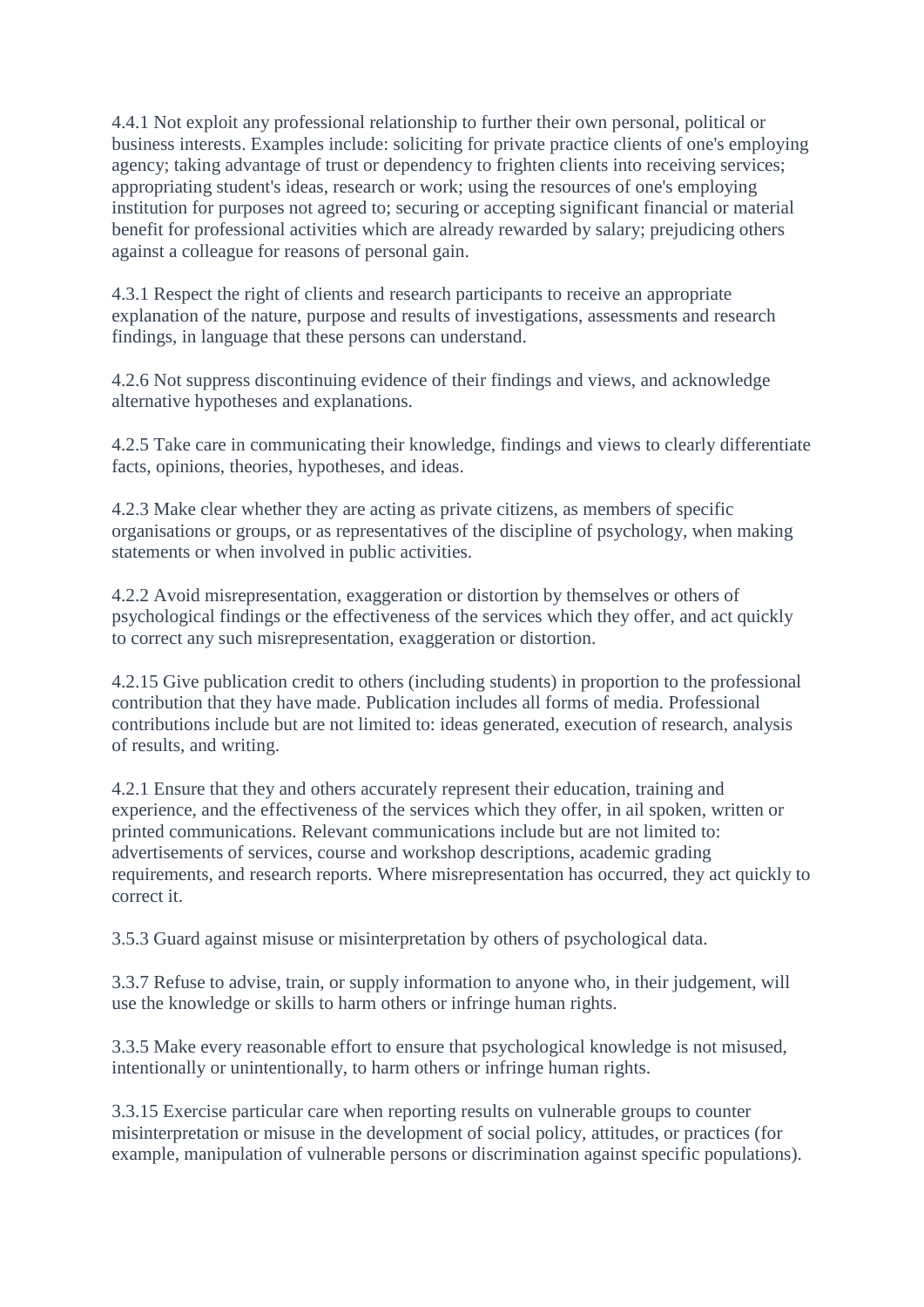4.4.1 Not exploit any professional relationship to further their own personal, political or business interests. Examples include: soliciting for private practice clients of one's employing agency; taking advantage of trust or dependency to frighten clients into receiving services; appropriating student's ideas, research or work; using the resources of one's employing institution for purposes not agreed to; securing or accepting significant financial or material benefit for professional activities which are already rewarded by salary; prejudicing others against a colleague for reasons of personal gain.

4.3.1 Respect the right of clients and research participants to receive an appropriate explanation of the nature, purpose and results of investigations, assessments and research findings, in language that these persons can understand.

4.2.6 Not suppress discontinuing evidence of their findings and views, and acknowledge alternative hypotheses and explanations.

4.2.5 Take care in communicating their knowledge, findings and views to clearly differentiate facts, opinions, theories, hypotheses, and ideas.

4.2.3 Make clear whether they are acting as private citizens, as members of specific organisations or groups, or as representatives of the discipline of psychology, when making statements or when involved in public activities.

4.2.2 Avoid misrepresentation, exaggeration or distortion by themselves or others of psychological findings or the effectiveness of the services which they offer, and act quickly to correct any such misrepresentation, exaggeration or distortion.

4.2.15 Give publication credit to others (including students) in proportion to the professional contribution that they have made. Publication includes all forms of media. Professional contributions include but are not limited to: ideas generated, execution of research, analysis of results, and writing.

4.2.1 Ensure that they and others accurately represent their education, training and experience, and the effectiveness of the services which they offer, in ail spoken, written or printed communications. Relevant communications include but are not limited to: advertisements of services, course and workshop descriptions, academic grading requirements, and research reports. Where misrepresentation has occurred, they act quickly to correct it.

3.5.3 Guard against misuse or misinterpretation by others of psychological data.

3.3.7 Refuse to advise, train, or supply information to anyone who, in their judgement, will use the knowledge or skills to harm others or infringe human rights.

3.3.5 Make every reasonable effort to ensure that psychological knowledge is not misused, intentionally or unintentionally, to harm others or infringe human rights.

3.3.15 Exercise particular care when reporting results on vulnerable groups to counter misinterpretation or misuse in the development of social policy, attitudes, or practices (for example, manipulation of vulnerable persons or discrimination against specific populations).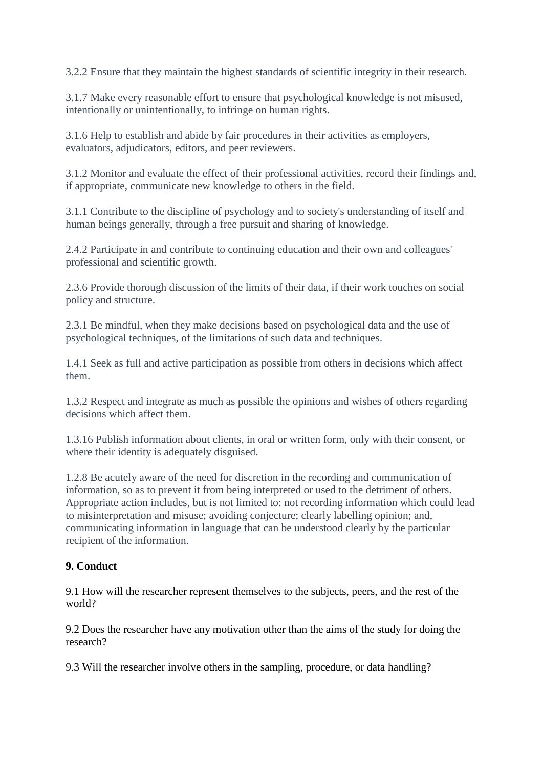3.2.2 Ensure that they maintain the highest standards of scientific integrity in their research.

3.1.7 Make every reasonable effort to ensure that psychological knowledge is not misused, intentionally or unintentionally, to infringe on human rights.

3.1.6 Help to establish and abide by fair procedures in their activities as employers, evaluators, adjudicators, editors, and peer reviewers.

3.1.2 Monitor and evaluate the effect of their professional activities, record their findings and, if appropriate, communicate new knowledge to others in the field.

3.1.1 Contribute to the discipline of psychology and to society's understanding of itself and human beings generally, through a free pursuit and sharing of knowledge.

2.4.2 Participate in and contribute to continuing education and their own and colleagues' professional and scientific growth.

2.3.6 Provide thorough discussion of the limits of their data, if their work touches on social policy and structure.

2.3.1 Be mindful, when they make decisions based on psychological data and the use of psychological techniques, of the limitations of such data and techniques.

1.4.1 Seek as full and active participation as possible from others in decisions which affect them.

1.3.2 Respect and integrate as much as possible the opinions and wishes of others regarding decisions which affect them.

1.3.16 Publish information about clients, in oral or written form, only with their consent, or where their identity is adequately disguised.

1.2.8 Be acutely aware of the need for discretion in the recording and communication of information, so as to prevent it from being interpreted or used to the detriment of others. Appropriate action includes, but is not limited to: not recording information which could lead to misinterpretation and misuse; avoiding conjecture; clearly labelling opinion; and, communicating information in language that can be understood clearly by the particular recipient of the information.

**9. Conduct**

9.1 How will the researcher represent themselves to the subjects, peers, and the rest of the world?

9.2 Does the researcher have any motivation other than the aims of the study for doing the research?

9.3 Will the researcher involve others in the sampling, procedure, or data handling?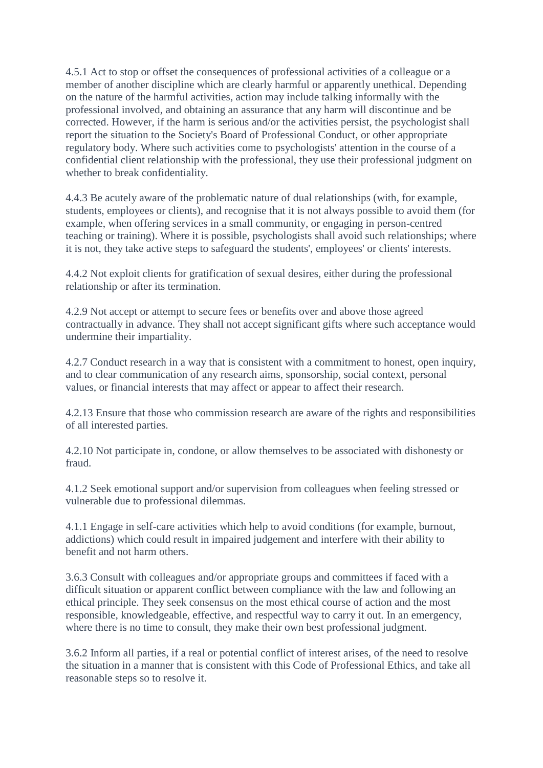4.5.1 Act to stop or offset the consequences of professional activities of a colleague or a member of another discipline which are clearly harmful or apparently unethical. Depending on the nature of the harmful activities, action may include talking informally with the professional involved, and obtaining an assurance that any harm will discontinue and be corrected. However, if the harm is serious and/or the activities persist, the psychologist shall report the situation to the Society's Board of Professional Conduct, or other appropriate regulatory body. Where such activities come to psychologists' attention in the course of a confidential client relationship with the professional, they use their professional judgment on whether to break confidentiality.

4.4.3 Be acutely aware of the problematic nature of dual relationships (with, for example, students, employees or clients), and recognise that it is not always possible to avoid them (for example, when offering services in a small community, or engaging in person-centred teaching or training). Where it is possible, psychologists shall avoid such relationships; where it is not, they take active steps to safeguard the students', employees' or clients' interests.

4.4.2 Not exploit clients for gratification of sexual desires, either during the professional relationship or after its termination.

4.2.9 Not accept or attempt to secure fees or benefits over and above those agreed contractually in advance. They shall not accept significant gifts where such acceptance would undermine their impartiality.

4.2.7 Conduct research in a way that is consistent with a commitment to honest, open inquiry, and to clear communication of any research aims, sponsorship, social context, personal values, or financial interests that may affect or appear to affect their research.

4.2.13 Ensure that those who commission research are aware of the rights and responsibilities of all interested parties.

4.2.10 Not participate in, condone, or allow themselves to be associated with dishonesty or fraud.

4.1.2 Seek emotional support and/or supervision from colleagues when feeling stressed or vulnerable due to professional dilemmas.

4.1.1 Engage in self-care activities which help to avoid conditions (for example, burnout, addictions) which could result in impaired judgement and interfere with their ability to benefit and not harm others.

3.6.3 Consult with colleagues and/or appropriate groups and committees if faced with a difficult situation or apparent conflict between compliance with the law and following an ethical principle. They seek consensus on the most ethical course of action and the most responsible, knowledgeable, effective, and respectful way to carry it out. In an emergency, where there is no time to consult, they make their own best professional judgment.

3.6.2 Inform all parties, if a real or potential conflict of interest arises, of the need to resolve the situation in a manner that is consistent with this Code of Professional Ethics, and take all reasonable steps so to resolve it.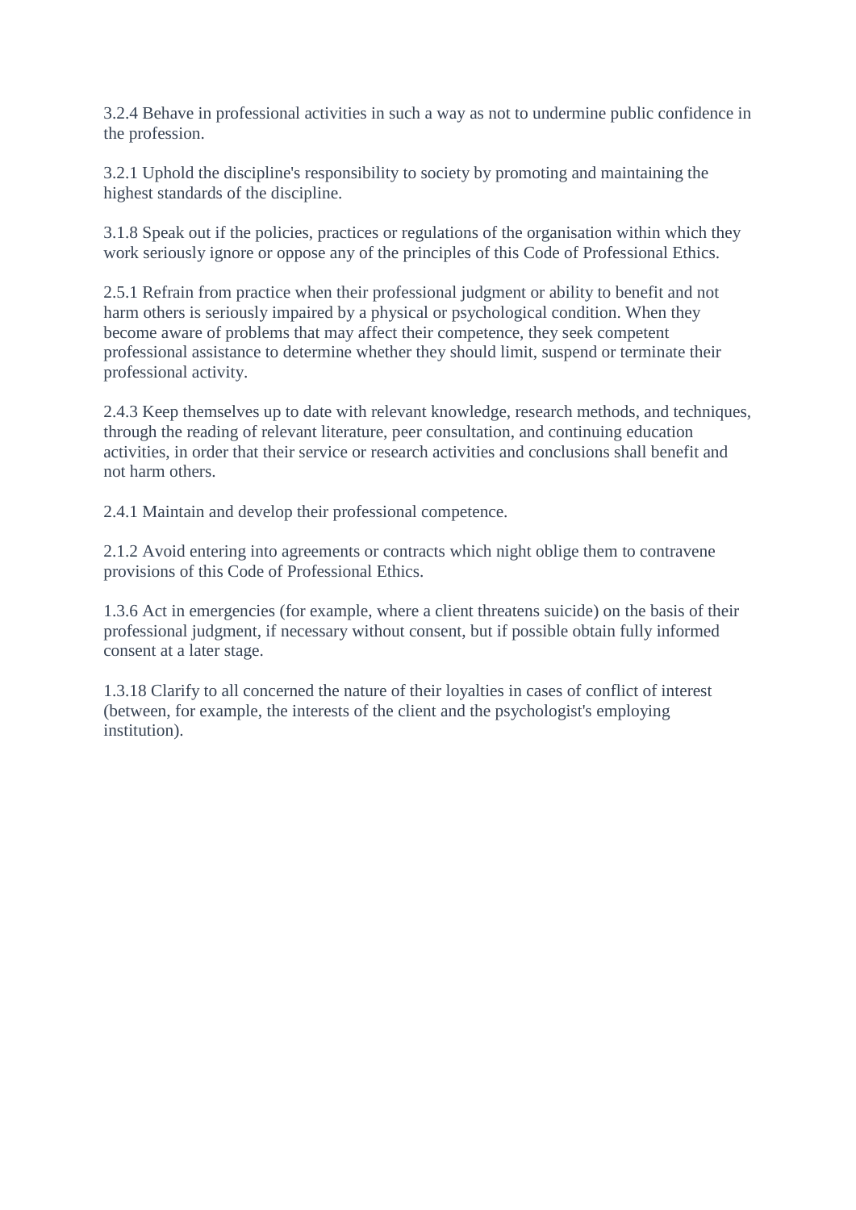3.2.4 Behave in professional activities in such a way as not to undermine public confidence in the profession.

3.2.1 Uphold the discipline's responsibility to society by promoting and maintaining the highest standards of the discipline.

3.1.8 Speak out if the policies, practices or regulations of the organisation within which they work seriously ignore or oppose any of the principles of this Code of Professional Ethics.

2.5.1 Refrain from practice when their professional judgment or ability to benefit and not harm others is seriously impaired by a physical or psychological condition. When they become aware of problems that may affect their competence, they seek competent professional assistance to determine whether they should limit, suspend or terminate their professional activity.

2.4.3 Keep themselves up to date with relevant knowledge, research methods, and techniques, through the reading of relevant literature, peer consultation, and continuing education activities, in order that their service or research activities and conclusions shall benefit and not harm others.

2.4.1 Maintain and develop their professional competence.

2.1.2 Avoid entering into agreements or contracts which night oblige them to contravene provisions of this Code of Professional Ethics.

1.3.6 Act in emergencies (for example, where a client threatens suicide) on the basis of their professional judgment, if necessary without consent, but if possible obtain fully informed consent at a later stage.

1.3.18 Clarify to all concerned the nature of their loyalties in cases of conflict of interest (between, for example, the interests of the client and the psychologist's employing institution).